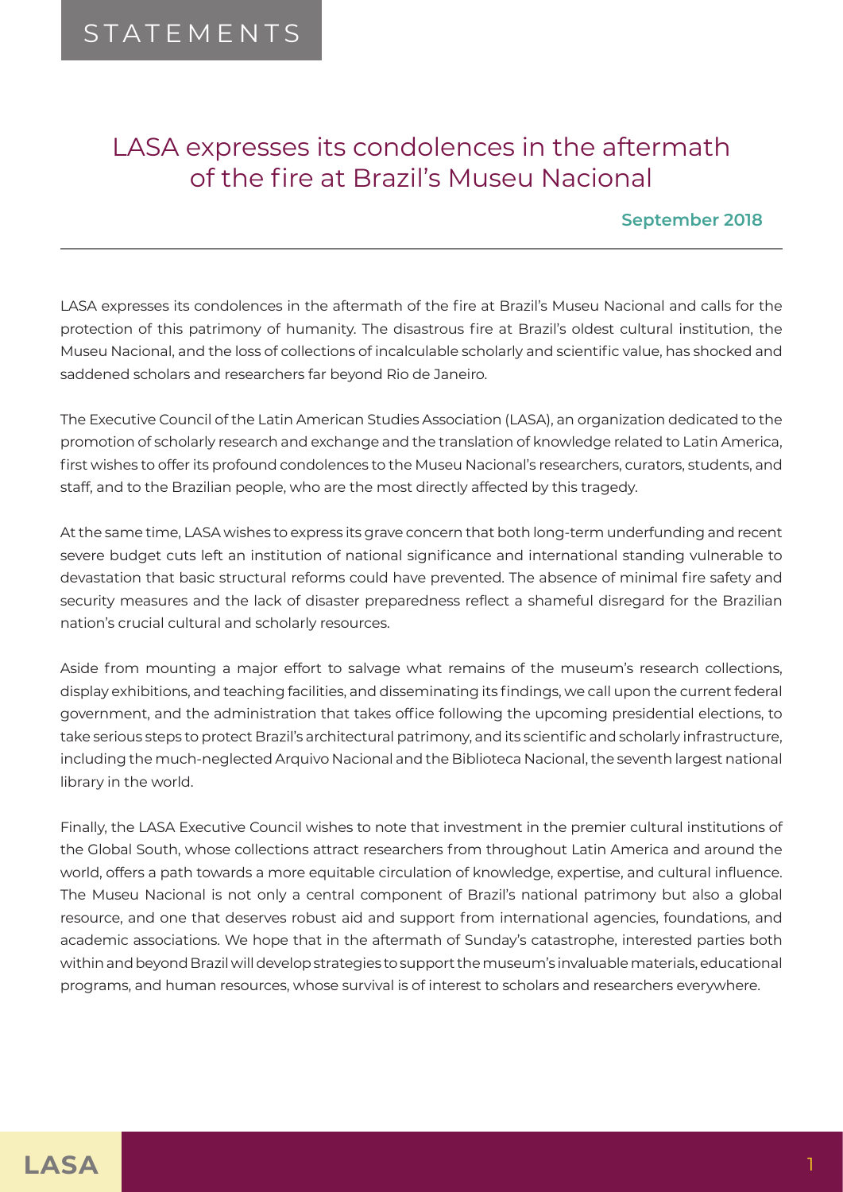STATEMENTS

# LASA expresses its condolences in the aftermath of the fire at Brazil's Museu Nacional

**September 2018**

---

LASA expresses its condolences in the aftermath of the fire at Brazil's Museu Nacional and calls for the protection of this patrimony of humanity. The disastrous fire at Brazil's oldest cultural institution, the Museu Nacional, and the loss of collections of incalculable scholarly and scientific value, has shocked and saddened scholars and researchers far beyond Rio de Janeiro.

The Executive Council of the Latin American Studies Association (LASA), an organization dedicated to the promotion of scholarly research and exchange and the translation of knowledge related to Latin America, first wishes to offer its profound condolences to the Museu Nacional's researchers, curators, students, and staff, and to the Brazilian people, who are the most directly affected by this tragedy.

At the same time, LASA wishes to express its grave concern that both long-term underfunding and recent severe budget cuts left an institution of national significance and international standing vulnerable to devastation that basic structural reforms could have prevented. The absence of minimal fire safety and security measures and the lack of disaster preparedness reflect a shameful disregard for the Brazilian nation's crucial cultural and scholarly resources.

Aside from mounting a major effort to salvage what remains of the museum's research collections, display exhibitions, and teaching facilities, and disseminating its findings, we call upon the current federal government, and the administration that takes office following the upcoming presidential elections, to take serious steps to protect Brazil's architectural patrimony, and its scientific and scholarly infrastructure, including the much-neglected Arquivo Nacional and the Biblioteca Nacional, the seventh largest national library in the world.

Finally, the LASA Executive Council wishes to note that investment in the premier cultural institutions of the Global South, whose collections attract researchers from throughout Latin America and around the world, offers a path towards a more equitable circulation of knowledge, expertise, and cultural influence. The Museu Nacional is not only a central component of Brazil's national patrimony but also a global resource, and one that deserves robust aid and support from international agencies, foundations, and academic associations. We hope that in the aftermath of Sunday's catastrophe, interested parties both within and beyond Brazil will develop strategies to support the museum's invaluable materials, educational programs, and human resources, whose survival is of interest to scholars and researchers everywhere.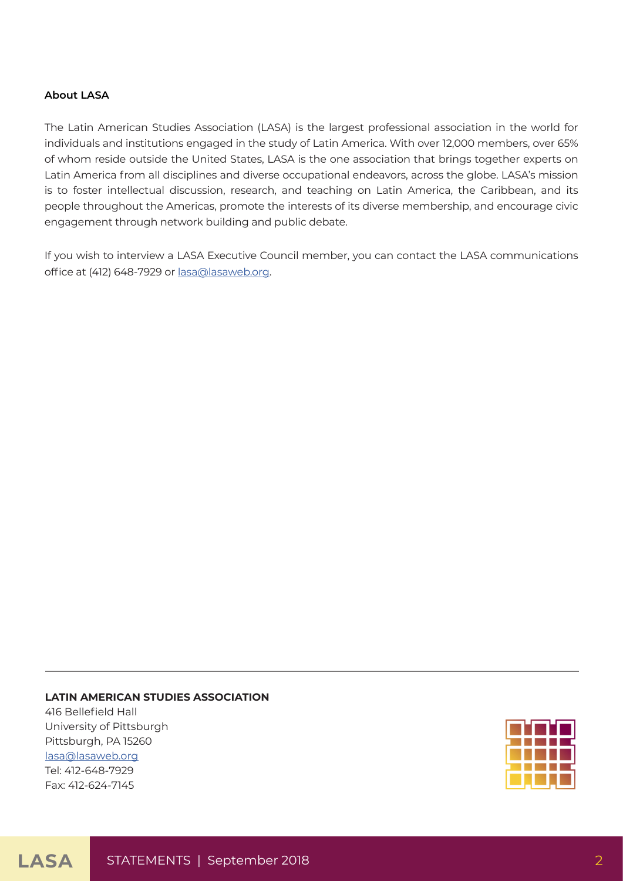**About LASA**

The Latin American Studies Association (LASA) is the largest professional association in the world for individuals and institutions engaged in the study of Latin America. With over 12,000 members, over 65% of whom reside outside the United States, LASA is the one association that brings together experts on Latin America from all disciplines and diverse occupational endeavors, across the globe. LASA's mission is to foster intellectual discussion, research, and teaching on Latin America, the Caribbean, and its people throughout the Americas, promote the interests of its diverse membership, and encourage civic engagement through network building and public debate.

If you wish to interview a LASA Executive Council member, you can contact the LASA communications office at (412) 648-7929 or lasa@lasaweb.org.

---

**LATIN AMERICAN STUDIES ASSOCIATION**
416 Bellefield Hall
University of Pittsburgh
Pittsburgh, PA 15260
lasa@lasaweb.org
Tel: 412-648-7929
Fax: 412-624-7145